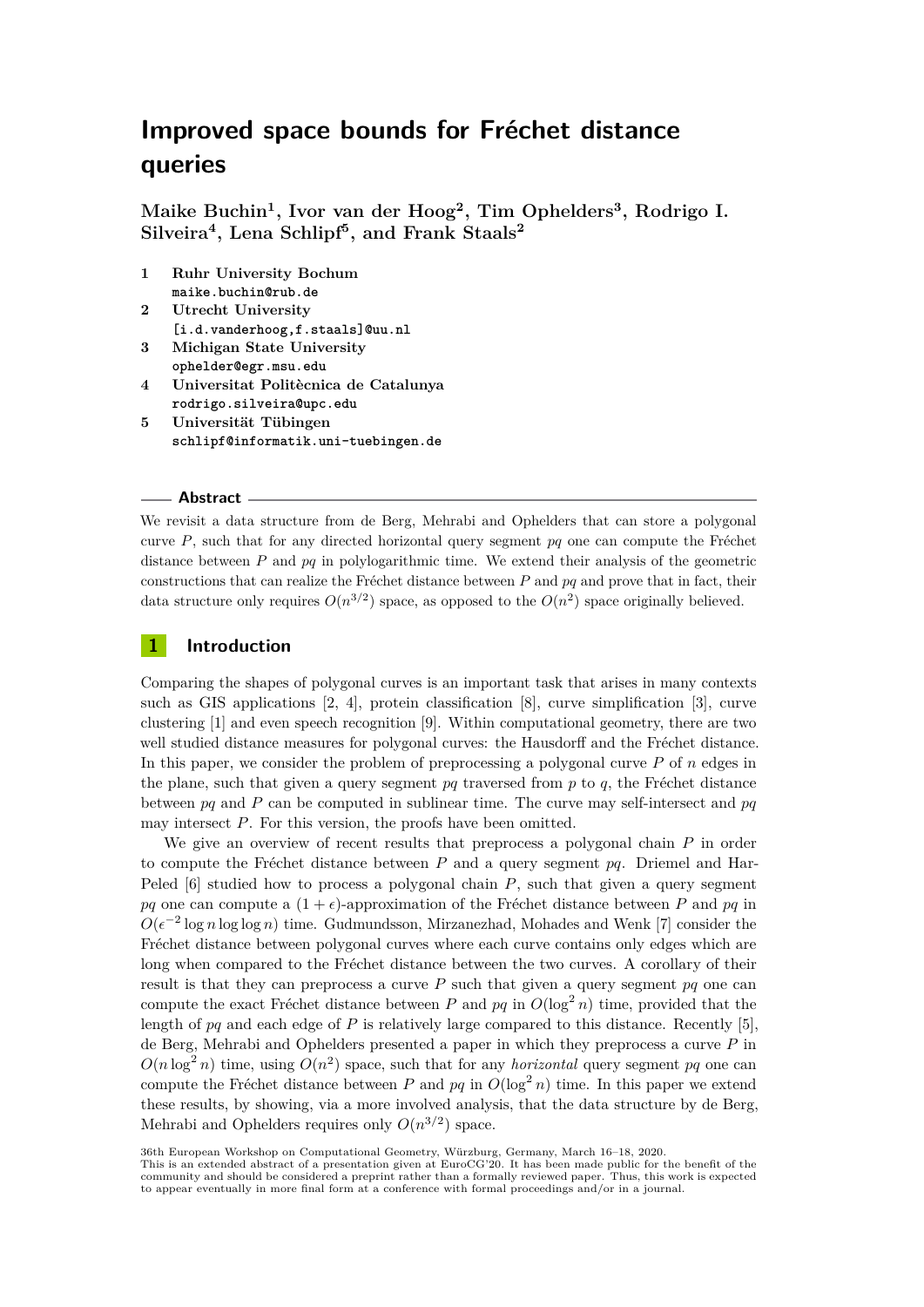# Improved space bounds for Fréchet distance queries

**Maike Buchin[1], Ivor van der Hoog[2], Tim Ophelders[3], Rodrigo I. Silveira[4], Lena Schlipf[5], and Frank Staals[2]**

1. **Ruhr University Bochum**
   maike.buchin@rub.de
2. **Utrecht University**
   [i.d.vanderhoog,f.staals]@uu.nl
3. **Michigan State University**
   ophelder@egr.msu.edu
4. **Universitat Politècnica de Catalunya**
   rodrigo.silveira@upc.edu
5. **Universität Tübingen**
   schlipf@informatik.uni-tuebingen.de

## Abstract

We revisit a data structure from de Berg, Mehrabi and Ophelders that can store a polygonal curve $P$, such that for any directed horizontal query segment $pq$ one can compute the Fréchet distance between $P$ and $pq$ in polylogarithmic time. We extend their analysis of the geometric constructions that can realize the Fréchet distance between $P$ and $pq$ and prove that in fact, their data structure only requires $O(n^{3/2})$ space, as opposed to the $O(n^2)$ space originally believed.

## 1 Introduction

Comparing the shapes of polygonal curves is an important task that arises in many contexts such as GIS applications [2, 4], protein classification [8], curve simplification [3], curve clustering [1] and even speech recognition [9]. Within computational geometry, there are two well studied distance measures for polygonal curves: the Hausdorff and the Fréchet distance. In this paper, we consider the problem of preprocessing a polygonal curve $P$ of $n$ edges in the plane, such that given a query segment $pq$ traversed from $p$ to $q$, the Fréchet distance between $pq$ and $P$ can be computed in sublinear time. The curve may self-intersect and $pq$ may intersect $P$. For this version, the proofs have been omitted.

We give an overview of recent results that preprocess a polygonal chain $P$ in order to compute the Fréchet distance between $P$ and a query segment $pq$. Driemel and Har-Peled [6] studied how to process a polygonal chain $P$, such that given a query segment $pq$ one can compute a $(1 + \epsilon)$-approximation of the Fréchet distance between $P$ and $pq$ in $O(\epsilon^{-2} \log n \log \log n)$ time. Gudmundsson, Mirzanezhad, Mohades and Wenk [7] consider the Fréchet distance between polygonal curves where each curve contains only edges which are long when compared to the Fréchet distance between the two curves. A corollary of their result is that they can preprocess a curve $P$ such that given a query segment $pq$ one can compute the exact Fréchet distance between $P$ and $pq$ in $O(\log^2 n)$ time, provided that the length of $pq$ and each edge of $P$ is relatively large compared to this distance. Recently [5], de Berg, Mehrabi and Ophelders presented a paper in which they preprocess a curve $P$ in $O(n \log^2 n)$ time, using $O(n^2)$ space, such that for any *horizontal* query segment $pq$ one can compute the Fréchet distance between $P$ and $pq$ in $O(\log^2 n)$ time. In this paper we extend these results, by showing, via a more involved analysis, that the data structure by de Berg, Mehrabi and Ophelders requires only $O(n^{3/2})$ space.

36th European Workshop on Computational Geometry, Würzburg, Germany, March 16–18, 2020.
This is an extended abstract of a presentation given at EuroCG'20. It has been made public for the benefit of the community and should be considered a preprint rather than a formally reviewed paper. Thus, this work is expected to appear eventually in more final form at a conference with formal proceedings and/or in a journal.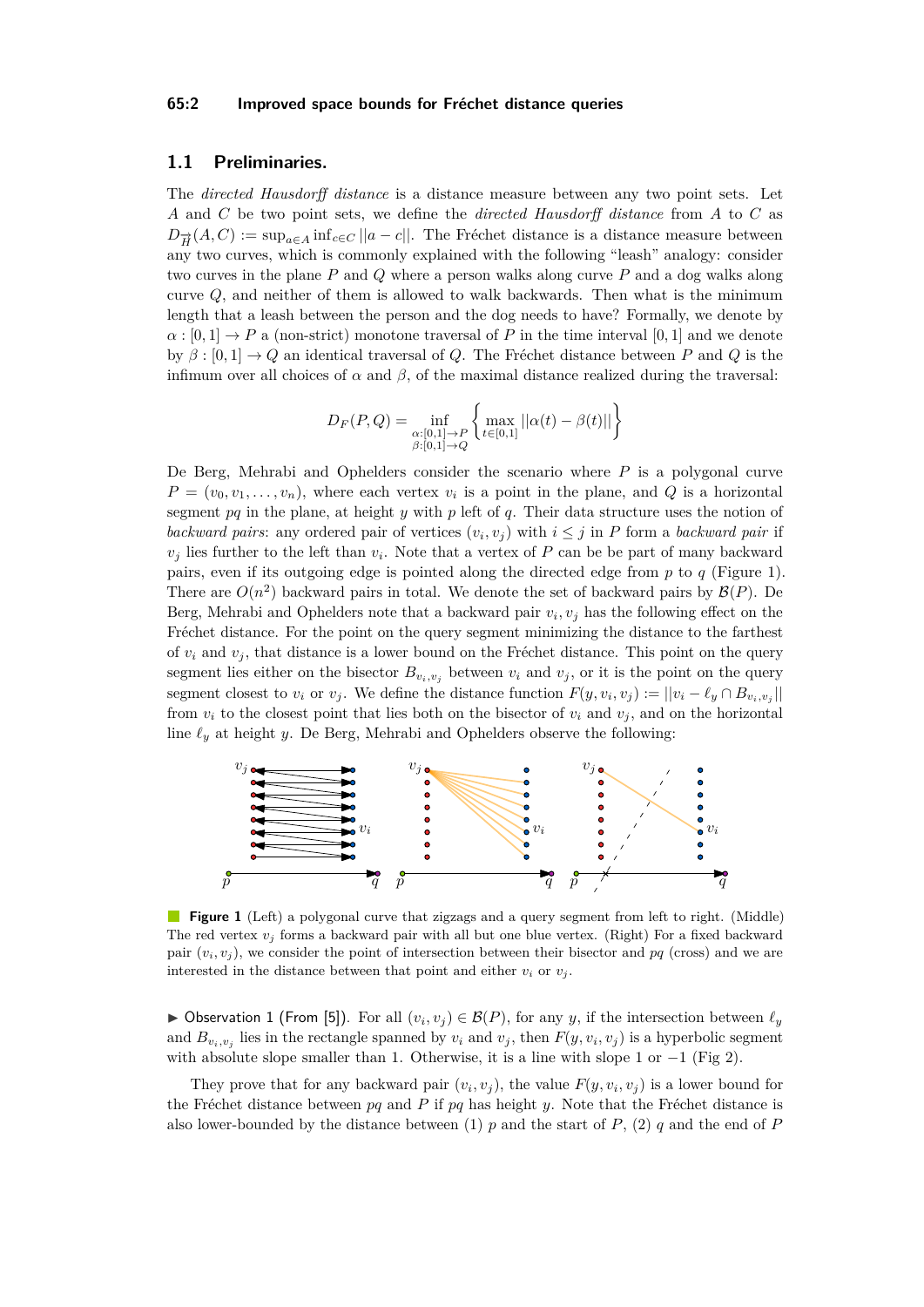## 1.1 Preliminaries.

The *directed Hausdorff distance* is a distance measure between any two point sets. Let $A$ and $C$ be two point sets, we define the *directed Hausdorff distance* from $A$ to $C$ as $D_{\overrightarrow{H}}(A, C) := \sup_{a \in A} \inf_{c \in C} ||a - c||$. The Fréchet distance is a distance measure between any two curves, which is commonly explained with the following "leash" analogy: consider two curves in the plane $P$ and $Q$ where a person walks along curve $P$ and a dog walks along curve $Q$, and neither of them is allowed to walk backwards. Then what is the minimum length that a leash between the person and the dog needs to have? Formally, we denote by $\alpha : [0, 1] \to P$ a (non-strict) monotone traversal of $P$ in the time interval $[0, 1]$ and we denote by $\beta : [0, 1] \to Q$ an identical traversal of $Q$. The Fréchet distance between $P$ and $Q$ is the infimum over all choices of $\alpha$ and $\beta$, of the maximal distance realized during the traversal:

$$D_F(P, Q) = \inf_{\substack{\alpha:[0,1]\to P \\ \beta:[0,1]\to Q}} \left\{ \max_{t \in [0,1]} ||\alpha(t) - \beta(t)|| \right\}$$

De Berg, Mehrabi and Ophelders consider the scenario where $P$ is a polygonal curve $P = (v_0, v_1, \ldots, v_n)$, where each vertex $v_i$ is a point in the plane, and $Q$ is a horizontal segment $pq$ in the plane, at height $y$ with $p$ left of $q$. Their data structure uses the notion of *backward pairs*: any ordered pair of vertices $(v_i, v_j)$ with $i \leq j$ in $P$ form a *backward pair* if $v_j$ lies further to the left than $v_i$. Note that a vertex of $P$ can be be part of many backward pairs, even if its outgoing edge is pointed along the directed edge from $p$ to $q$ (Figure 1). There are $O(n^2)$ backward pairs in total. We denote the set of backward pairs by $\mathcal{B}(P)$. De Berg, Mehrabi and Ophelders note that a backward pair $v_i, v_j$ has the following effect on the Fréchet distance. For the point on the query segment minimizing the distance to the farthest of $v_i$ and $v_j$, that distance is a lower bound on the Fréchet distance. This point on the query segment lies either on the bisector $B_{v_i,v_j}$ between $v_i$ and $v_j$, or it is the point on the query segment closest to $v_i$ or $v_j$. We define the distance function $F(y, v_i, v_j) := ||v_i - \ell_y \cap B_{v_i,v_j}||$ from $v_i$ to the closest point that lies both on the bisector of $v_i$ and $v_j$, and on the horizontal line $\ell_y$ at height $y$. De Berg, Mehrabi and Ophelders observe the following:

$v_j$ $v_i$ $p$ $q$ $v_j$ $v_i$ $p$ $q$ $v_j$ $v_i$ $p$ $q$

**Figure 1** (Left) a polygonal curve that zigzags and a query segment from left to right. (Middle) The red vertex $v_j$ forms a backward pair with all but one blue vertex. (Right) For a fixed backward pair $(v_i, v_j)$, we consider the point of intersection between their bisector and $pq$ (cross) and we are interested in the distance between that point and either $v_i$ or $v_j$.

► Observation 1 (From [5]). For all $(v_i, v_j) \in \mathcal{B}(P)$, for any $y$, if the intersection between $\ell_y$ and $B_{v_i,v_j}$ lies in the rectangle spanned by $v_i$ and $v_j$, then $F(y, v_i, v_j)$ is a hyperbolic segment with absolute slope smaller than 1. Otherwise, it is a line with slope 1 or −1 (Fig 2).

They prove that for any backward pair $(v_i, v_j)$, the value $F(y, v_i, v_j)$ is a lower bound for the Fréchet distance between $pq$ and $P$ if $pq$ has height $y$. Note that the Fréchet distance is also lower-bounded by the distance between (1) $p$ and the start of $P$, (2) $q$ and the end of $P$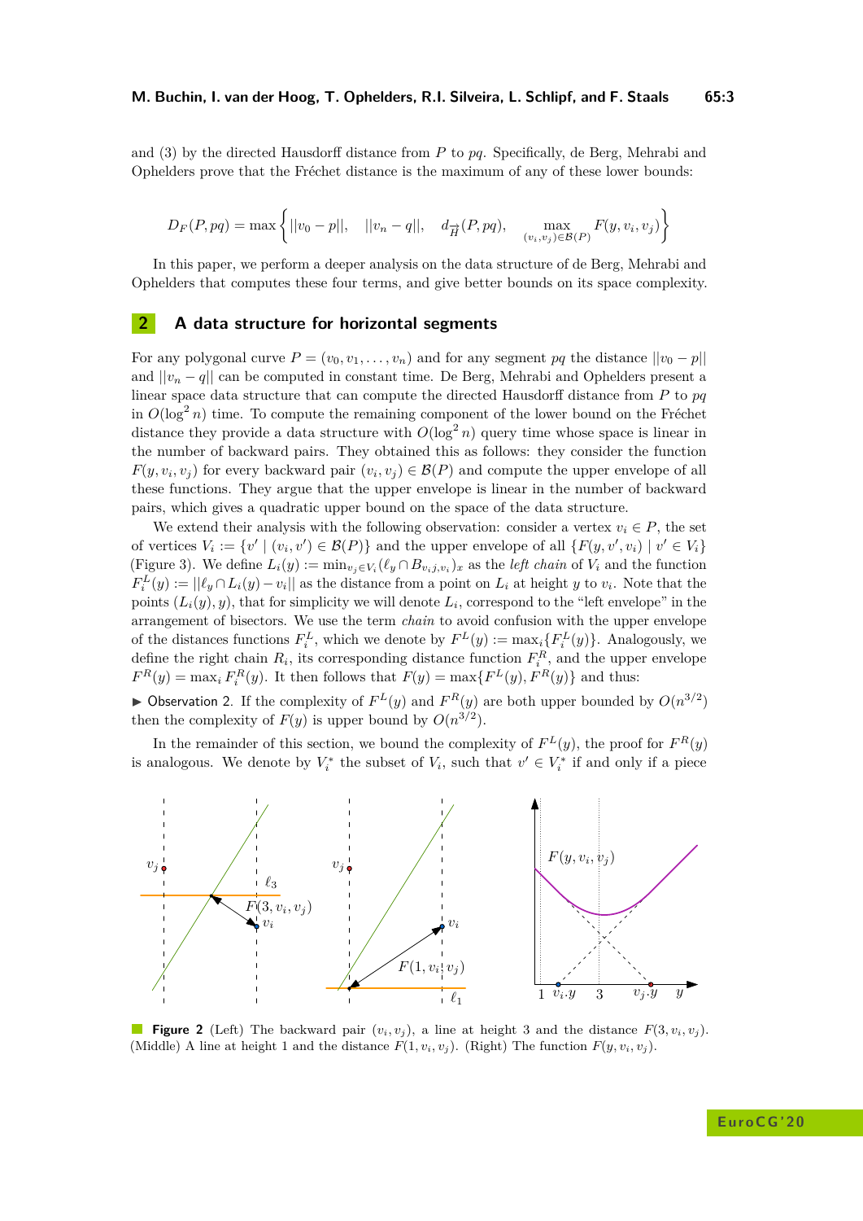and (3) by the directed Hausdorff distance from $P$ to $pq$. Specifically, de Berg, Mehrabi and Ophelders prove that the Fréchet distance is the maximum of any of these lower bounds:

$$D_F(P, pq) = \max \left\{ ||v_0 - p||, \quad ||v_n - q||, \quad d_{\overrightarrow{H}}(P, pq), \quad \max_{(v_i, v_j) \in \mathcal{B}(P)} F(y, v_i, v_j) \right\}$$

In this paper, we perform a deeper analysis on the data structure of de Berg, Mehrabi and Ophelders that computes these four terms, and give better bounds on its space complexity.

## 2 A data structure for horizontal segments

For any polygonal curve $P = (v_0, v_1, \ldots, v_n)$ and for any segment $pq$ the distance $||v_0 - p||$ and $||v_n - q||$ can be computed in constant time. De Berg, Mehrabi and Ophelders present a linear space data structure that can compute the directed Hausdorff distance from $P$ to $pq$ in $O(\log^2 n)$ time. To compute the remaining component of the lower bound on the Fréchet distance they provide a data structure with $O(\log^2 n)$ query time whose space is linear in the number of backward pairs. They obtained this as follows: they consider the function $F(y, v_i, v_j)$ for every backward pair $(v_i, v_j) \in \mathcal{B}(P)$ and compute the upper envelope of all these functions. They argue that the upper envelope is linear in the number of backward pairs, which gives a quadratic upper bound on the space of the data structure.

We extend their analysis with the following observation: consider a vertex $v_i \in P$, the set of vertices $V_i := \{v' \mid (v_i, v') \in \mathcal{B}(P)\}$ and the upper envelope of all $\{F(y, v', v_i) \mid v' \in V_i\}$ (Figure 3). We define $L_i(y) := \min_{v_j \in V_i} (\ell_y \cap B_{v_i j, v_i})_x$ as the *left chain* of $V_i$ and the function $F_i^L(y) := ||\ell_y \cap L_i(y) - v_i||$ as the distance from a point on $L_i$ at height $y$ to $v_i$. Note that the points $(L_i(y), y)$, that for simplicity we will denote $L_i$, correspond to the "left envelope" in the arrangement of bisectors. We use the term *chain* to avoid confusion with the upper envelope of the distances functions $F_i^L$, which we denote by $F^L(y) := \max_i \{F_i^L(y)\}$. Analogously, we define the right chain $R_i$, its corresponding distance function $F_i^R$, and the upper envelope $F^R(y) = \max_i F_i^R(y)$. It then follows that $F(y) = \max\{F^L(y), F^R(y)\}$ and thus:

▶ Observation 2. If the complexity of $F^L(y)$ and $F^R(y)$ are both upper bounded by $O(n^{3/2})$ then the complexity of $F(y)$ is upper bound by $O(n^{3/2})$.

In the remainder of this section, we bound the complexity of $F^L(y)$, the proof for $F^R(y)$ is analogous. We denote by $V_i^*$ the subset of $V_i$, such that $v' \in V_i^*$ if and only if a piece

$v_j$
$\ell_3$
$F(3, v_i, v_j)$
$v_i$

$v_j$
$v_i$
$F(1, v_i, v_j)$
$\ell_1$

$F(y, v_i, v_j)$
1 $v_i.y$ 3 $v_j.y$ $y$

**Figure 2** (Left) The backward pair $(v_i, v_j)$, a line at height 3 and the distance $F(3, v_i, v_j)$. (Middle) A line at height 1 and the distance $F(1, v_i, v_j)$. (Right) The function $F(y, v_i, v_j)$.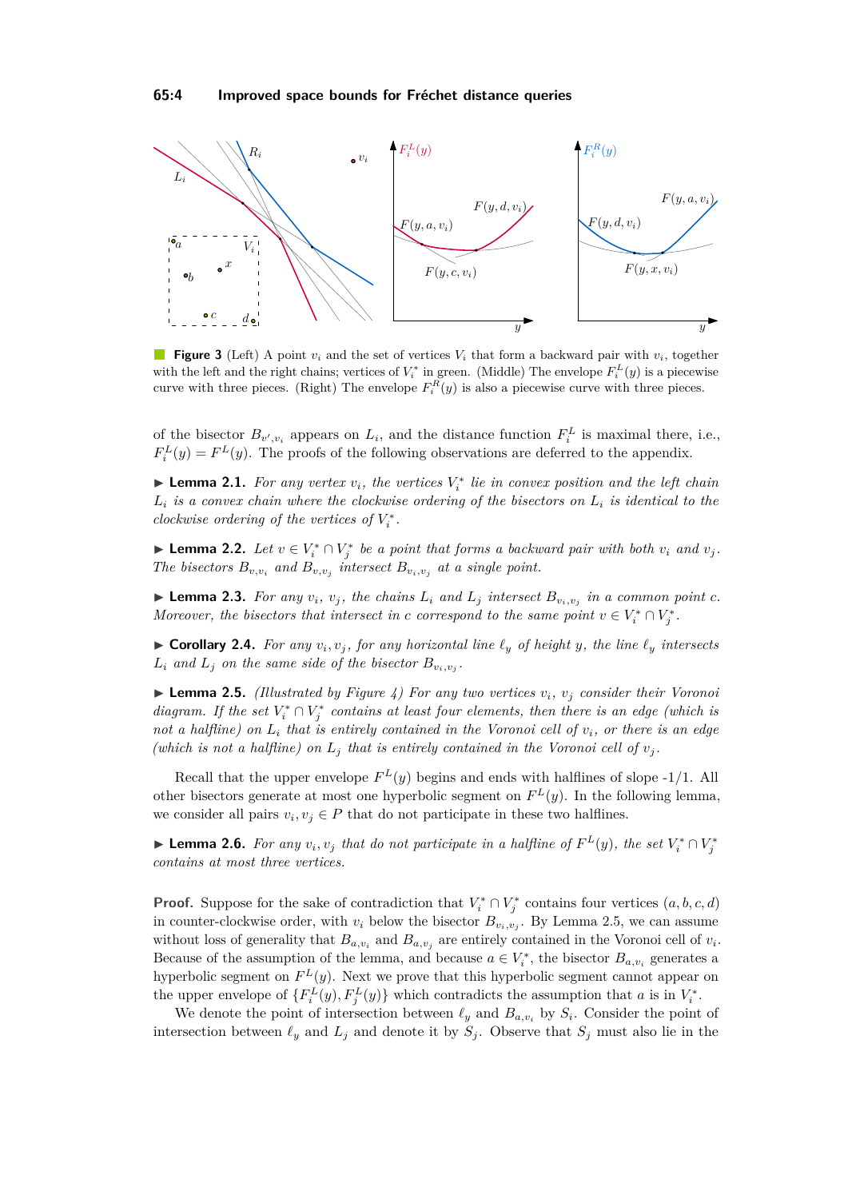$R_i$
$v_i$
$L_i$
$a$
$V_i$
$x$
$b$
$c$
$d$

$F_i^L(y)$
$F(y, d, v_i)$
$F(y, a, v_i)$
$F(y, c, v_i)$
$y$

$F_i^R(y)$
$F(y, a, v_i)$
$F(y, d, v_i)$
$F(y, x, v_i)$
$y$

**Figure 3** (Left) A point $v_i$ and the set of vertices $V_i$ that form a backward pair with $v_i$, together with the left and the right chains; vertices of $V_i^*$ in green. (Middle) The envelope $F_i^L(y)$ is a piecewise curve with three pieces. (Right) The envelope $F_i^R(y)$ is also a piecewise curve with three pieces.

of the bisector $B_{v',v_i}$ appears on $L_i$, and the distance function $F_i^L$ is maximal there, i.e., $F_i^L(y) = F^L(y)$. The proofs of the following observations are deferred to the appendix.

▶ **Lemma 2.1.** *For any vertex $v_i$, the vertices $V_i^*$ lie in convex position and the left chain $L_i$ is a convex chain where the clockwise ordering of the bisectors on $L_i$ is identical to the clockwise ordering of the vertices of $V_i^*$.*

▶ **Lemma 2.2.** *Let $v \in V_i^* \cap V_j^*$ be a point that forms a backward pair with both $v_i$ and $v_j$. The bisectors $B_{v,v_i}$ and $B_{v,v_j}$ intersect $B_{v_i,v_j}$ at a single point.*

▶ **Lemma 2.3.** *For any $v_i$, $v_j$, the chains $L_i$ and $L_j$ intersect $B_{v_i,v_j}$ in a common point $c$. Moreover, the bisectors that intersect in $c$ correspond to the same point $v \in V_i^* \cap V_j^*$.*

▶ **Corollary 2.4.** *For any $v_i, v_j$, for any horizontal line $\ell_y$ of height $y$, the line $\ell_y$ intersects $L_i$ and $L_j$ on the same side of the bisector $B_{v_i,v_j}$.*

▶ **Lemma 2.5.** *(Illustrated by Figure 4) For any two vertices $v_i$, $v_j$ consider their Voronoi diagram. If the set $V_i^* \cap V_j^*$ contains at least four elements, then there is an edge (which is not a halfline) on $L_i$ that is entirely contained in the Voronoi cell of $v_i$, or there is an edge (which is not a halfline) on $L_j$ that is entirely contained in the Voronoi cell of $v_j$.*

Recall that the upper envelope $F^L(y)$ begins and ends with halflines of slope -1/1. All other bisectors generate at most one hyperbolic segment on $F^L(y)$. In the following lemma, we consider all pairs $v_i, v_j \in P$ that do not participate in these two halflines.

▶ **Lemma 2.6.** *For any $v_i, v_j$ that do not participate in a halfline of $F^L(y)$, the set $V_i^* \cap V_j^*$ contains at most three vertices.*

**Proof.** Suppose for the sake of contradiction that $V_i^* \cap V_j^*$ contains four vertices $(a, b, c, d)$ in counter-clockwise order, with $v_i$ below the bisector $B_{v_i,v_j}$. By Lemma 2.5, we can assume without loss of generality that $B_{a,v_i}$ and $B_{a,v_j}$ are entirely contained in the Voronoi cell of $v_i$. Because of the assumption of the lemma, and because $a \in V_i^*$, the bisector $B_{a,v_i}$ generates a hyperbolic segment on $F^L(y)$. Next we prove that this hyperbolic segment cannot appear on the upper envelope of $\{F_i^L(y), F_j^L(y)\}$ which contradicts the assumption that $a$ is in $V_i^*$.

We denote the point of intersection between $\ell_y$ and $B_{a,v_i}$ by $S_i$. Consider the point of intersection between $\ell_y$ and $L_j$ and denote it by $S_j$. Observe that $S_j$ must also lie in the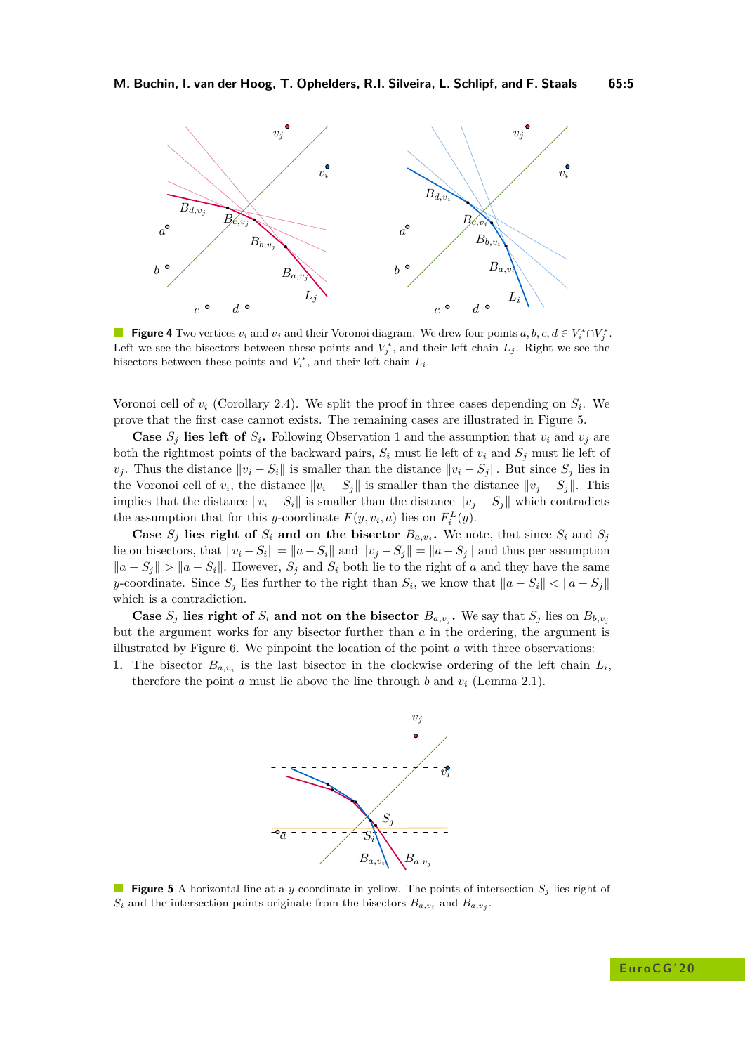$v_j$

$v_i$

$B_{d,v_j}$

$a$

$B_{c,v_j}$

$B_{b,v_j}$

$b$

$B_{a,v_j}$

$L_j$

$c$ $d$

$v_j$

$v_i$

$B_{d,v_i}$

$a$

$B_{c,v_i}$

$B_{b,v_i}$

$b$

$B_{a,v_i}$

$L_i$

$c$ $d$

**Figure 4** Two vertices $v_i$ and $v_j$ and their Voronoi diagram. We drew four points $a, b, c, d \in V_i^* \cap V_j^*$. Left we see the bisectors between these points and $V_j^*$, and their left chain $L_j$. Right we see the bisectors between these points and $V_i^*$, and their left chain $L_i$.

Voronoi cell of $v_i$ (Corollary 2.4). We split the proof in three cases depending on $S_i$. We prove that the first case cannot exists. The remaining cases are illustrated in Figure 5.

**Case $S_j$ lies left of $S_i$.** Following Observation 1 and the assumption that $v_i$ and $v_j$ are both the rightmost points of the backward pairs, $S_i$ must lie left of $v_i$ and $S_j$ must lie left of $v_j$. Thus the distance $\|v_i - S_i\|$ is smaller than the distance $\|v_i - S_j\|$. But since $S_j$ lies in the Voronoi cell of $v_i$, the distance $\|v_i - S_j\|$ is smaller than the distance $\|v_j - S_j\|$. This implies that the distance $\|v_i - S_i\|$ is smaller than the distance $\|v_j - S_j\|$ which contradicts the assumption that for this $y$-coordinate $F(y, v_i, a)$ lies on $F_i^L(y)$.

**Case $S_j$ lies right of $S_i$ and on the bisector $B_{a,v_j}$.** We note, that since $S_i$ and $S_j$ lie on bisectors, that $\|v_i - S_i\| = \|a - S_i\|$ and $\|v_j - S_j\| = \|a - S_j\|$ and thus per assumption $\|a - S_j\| > \|a - S_i\|$. However, $S_j$ and $S_i$ both lie to the right of $a$ and they have the same $y$-coordinate. Since $S_j$ lies further to the right than $S_i$, we know that $\|a - S_i\| < \|a - S_j\|$ which is a contradiction.

**Case $S_j$ lies right of $S_i$ and not on the bisector $B_{a,v_j}$.** We say that $S_j$ lies on $B_{b,v_j}$ but the argument works for any bisector further than $a$ in the ordering, the argument is illustrated by Figure 6. We pinpoint the location of the point $a$ with three observations:

1. The bisector $B_{a,v_i}$ is the last bisector in the clockwise ordering of the left chain $L_i$, therefore the point $a$ must lie above the line through $b$ and $v_i$ (Lemma 2.1).

$v_j$

$v_i$

$S_j$

$a$

$S_i$

$B_{a,v_i}$ $B_{a,v_j}$

**Figure 5** A horizontal line at a $y$-coordinate in yellow. The points of intersection $S_j$ lies right of $S_i$ and the intersection points originate from the bisectors $B_{a,v_i}$ and $B_{a,v_j}$.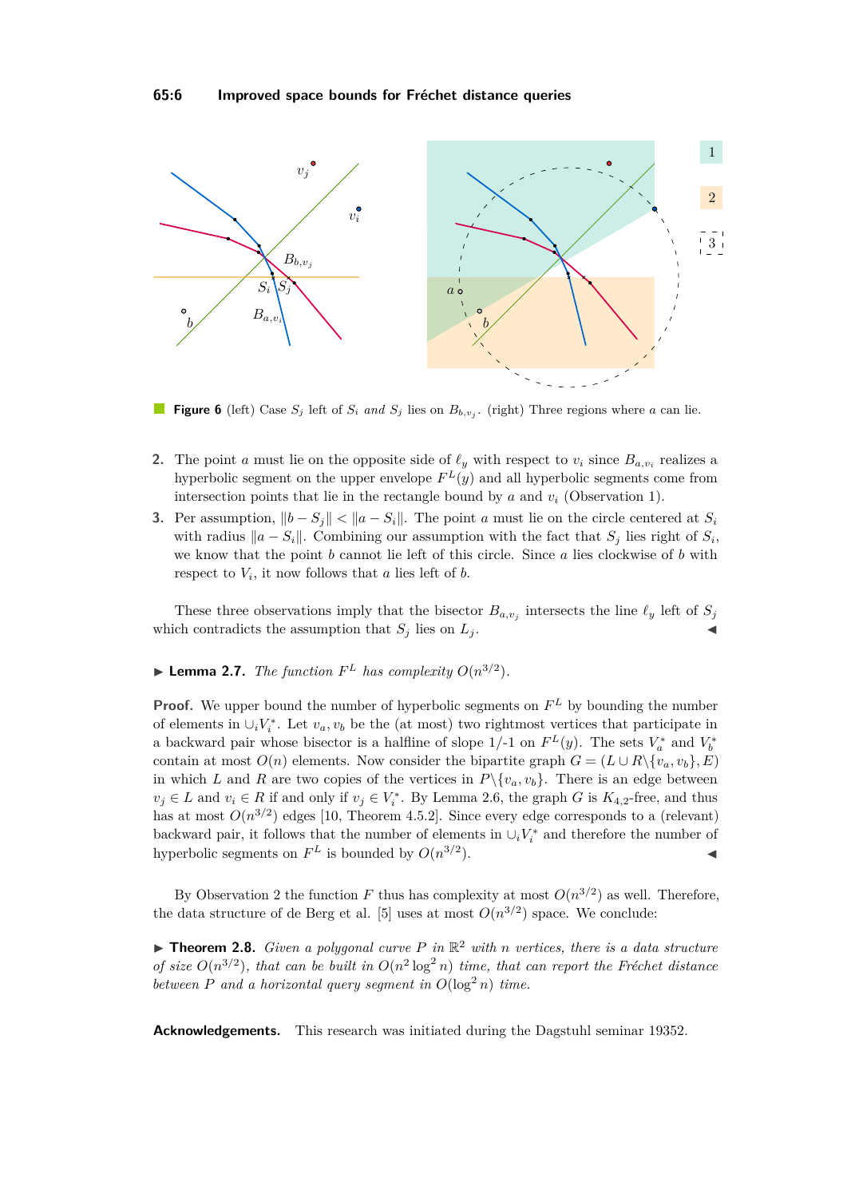$v_j$

$v_i$

$B_{b,v_j}$

$S_i$ $S_j$

$B_{a,v_i}$

$b$

$a$

$b$

1

2

3

**Figure 6** (left) Case $S_j$ left of $S_i$ *and* $S_j$ lies on $B_{b,v_j}$. (right) Three regions where $a$ can lie.

2. The point $a$ must lie on the opposite side of $\ell_y$ with respect to $v_i$ since $B_{a,v_i}$ realizes a hyperbolic segment on the upper envelope $F^L(y)$ and all hyperbolic segments come from intersection points that lie in the rectangle bound by $a$ and $v_i$ (Observation 1).
3. Per assumption, $\|b - S_j\| < \|a - S_i\|$. The point $a$ must lie on the circle centered at $S_i$ with radius $\|a - S_i\|$. Combining our assumption with the fact that $S_j$ lies right of $S_i$, we know that the point $b$ cannot lie left of this circle. Since $a$ lies clockwise of $b$ with respect to $V_i$, it now follows that $a$ lies left of $b$.

These three observations imply that the bisector $B_{a,v_j}$ intersects the line $\ell_y$ left of $S_j$ which contradicts the assumption that $S_j$ lies on $L_j$. ◀

▶ **Lemma 2.7.** *The function $F^L$ has complexity $O(n^{3/2})$.*

**Proof.** We upper bound the number of hyperbolic segments on $F^L$ by bounding the number of elements in $\cup_i V_i^*$. Let $v_a, v_b$ be the (at most) two rightmost vertices that participate in a backward pair whose bisector is a halfline of slope 1/-1 on $F^L(y)$. The sets $V_a^*$ and $V_b^*$ contain at most $O(n)$ elements. Now consider the bipartite graph $G = (L \cup R \backslash \{v_a, v_b\}, E)$ in which $L$ and $R$ are two copies of the vertices in $P \backslash \{v_a, v_b\}$. There is an edge between $v_j \in L$ and $v_i \in R$ if and only if $v_j \in V_i^*$. By Lemma 2.6, the graph $G$ is $K_{4,2}$-free, and thus has at most $O(n^{3/2})$ edges [10, Theorem 4.5.2]. Since every edge corresponds to a (relevant) backward pair, it follows that the number of elements in $\cup_i V_i^*$ and therefore the number of hyperbolic segments on $F^L$ is bounded by $O(n^{3/2})$. ◀

By Observation 2 the function $F$ thus has complexity at most $O(n^{3/2})$ as well. Therefore, the data structure of de Berg et al. [5] uses at most $O(n^{3/2})$ space. We conclude:

▶ **Theorem 2.8.** *Given a polygonal curve $P$ in $\mathbb{R}^2$ with $n$ vertices, there is a data structure of size $O(n^{3/2})$, that can be built in $O(n^2 \log^2 n)$ time, that can report the Fréchet distance between $P$ and a horizontal query segment in $O(\log^2 n)$ time.*

**Acknowledgements.** This research was initiated during the Dagstuhl seminar 19352.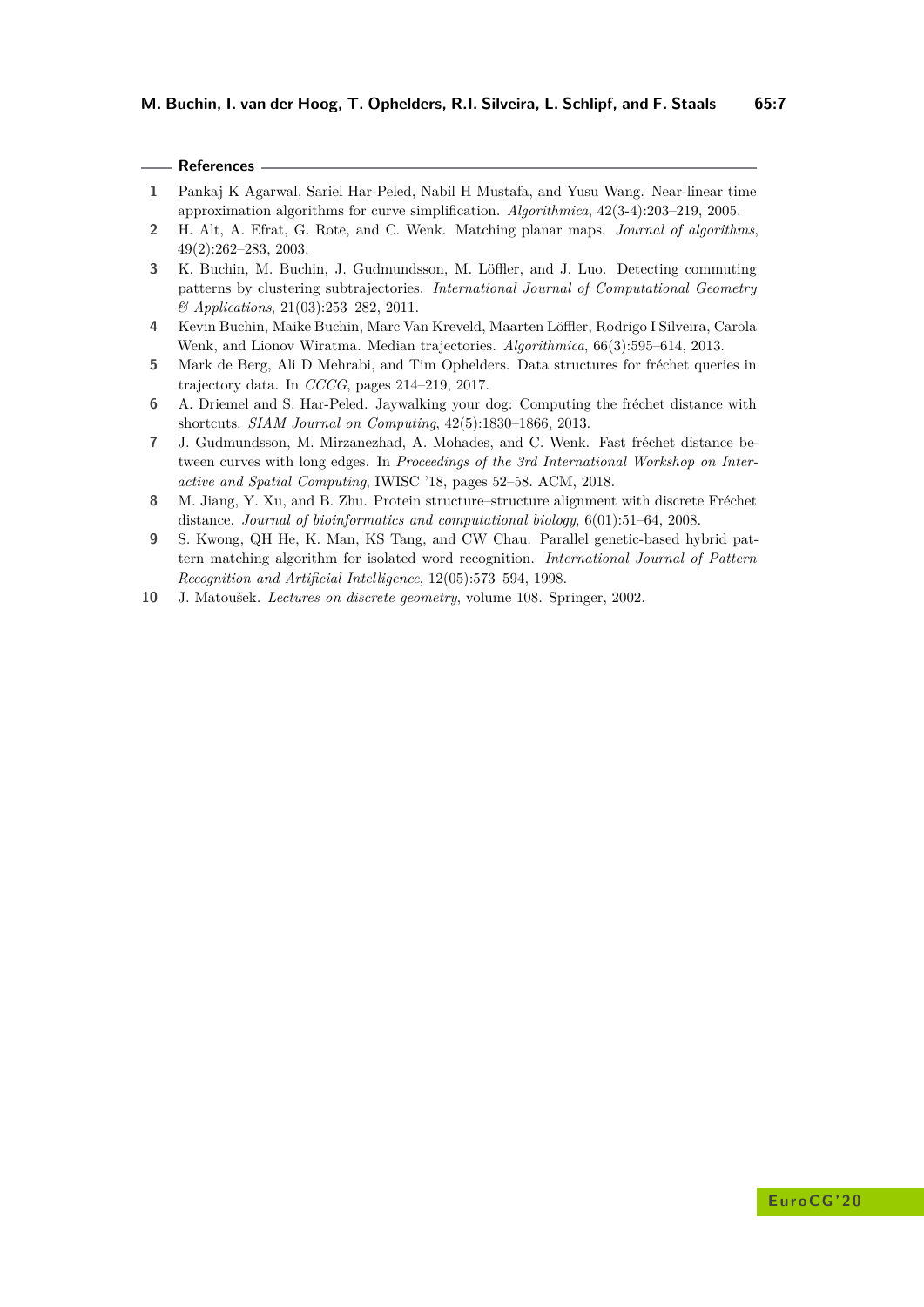## References

1. Pankaj K Agarwal, Sariel Har-Peled, Nabil H Mustafa, and Yusu Wang. Near-linear time approximation algorithms for curve simplification. *Algorithmica*, 42(3-4):203–219, 2005.
2. H. Alt, A. Efrat, G. Rote, and C. Wenk. Matching planar maps. *Journal of algorithms*, 49(2):262–283, 2003.
3. K. Buchin, M. Buchin, J. Gudmundsson, M. Löffler, and J. Luo. Detecting commuting patterns by clustering subtrajectories. *International Journal of Computational Geometry & Applications*, 21(03):253–282, 2011.
4. Kevin Buchin, Maike Buchin, Marc Van Kreveld, Maarten Löffler, Rodrigo I Silveira, Carola Wenk, and Lionov Wiratma. Median trajectories. *Algorithmica*, 66(3):595–614, 2013.
5. Mark de Berg, Ali D Mehrabi, and Tim Ophelders. Data structures for fréchet queries in trajectory data. In *CCCG*, pages 214–219, 2017.
6. A. Driemel and S. Har-Peled. Jaywalking your dog: Computing the fréchet distance with shortcuts. *SIAM Journal on Computing*, 42(5):1830–1866, 2013.
7. J. Gudmundsson, M. Mirzanezhad, A. Mohades, and C. Wenk. Fast fréchet distance between curves with long edges. In *Proceedings of the 3rd International Workshop on Interactive and Spatial Computing*, IWISC '18, pages 52–58. ACM, 2018.
8. M. Jiang, Y. Xu, and B. Zhu. Protein structure–structure alignment with discrete Fréchet distance. *Journal of bioinformatics and computational biology*, 6(01):51–64, 2008.
9. S. Kwong, QH He, K. Man, KS Tang, and CW Chau. Parallel genetic-based hybrid pattern matching algorithm for isolated word recognition. *International Journal of Pattern Recognition and Artificial Intelligence*, 12(05):573–594, 1998.
10. J. Matoušek. *Lectures on discrete geometry*, volume 108. Springer, 2002.